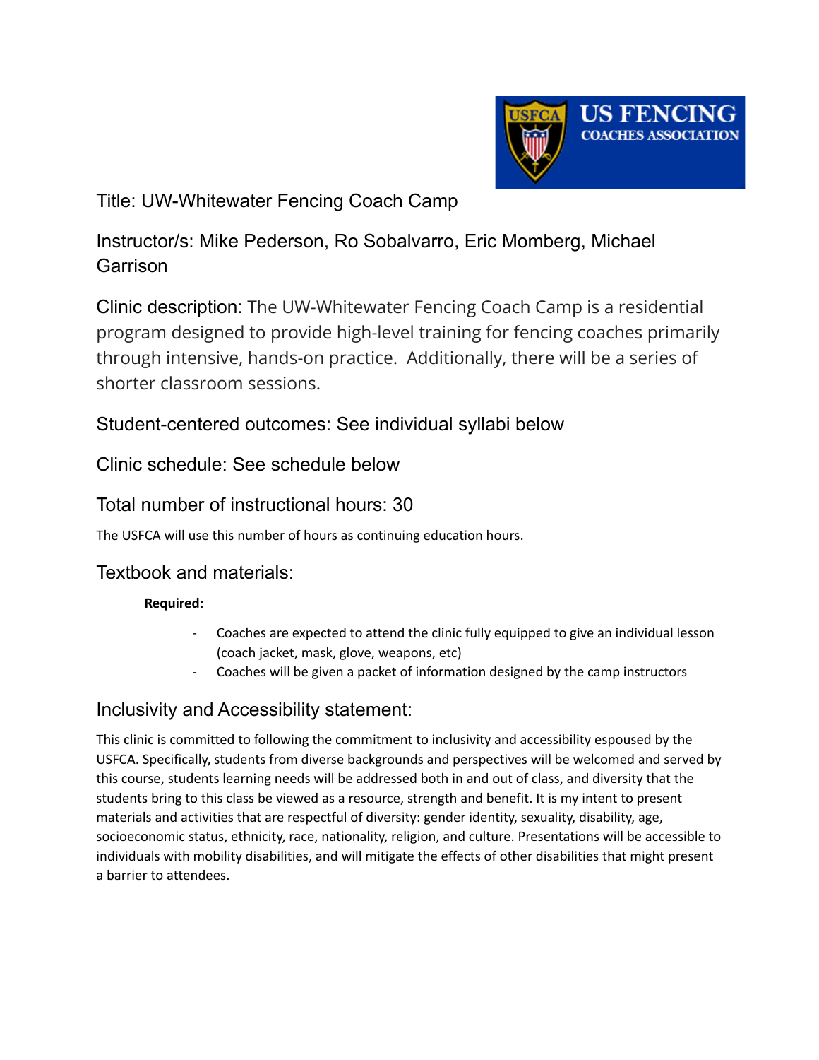Title: UW-Whitewater Fencing Coach Camp

Instructor/s: Mike Pederson, Ro Sobalvarro, Eric Momberg, Michael Garrison

Clinic description: The UW-Whitewater Fencing Coach Camp is a residential program designed to provide high-level training for fencing coaches primarily through intensive, hands-on practice. Additionally, there will be a series of shorter classroom sessions.

Student-centered outcomes: See individual syllabi below

Clinic schedule: See schedule below

Total number of instructional hours: 30

The USFCA will use this number of hours as continuing education hours.

## Textbook and materials:

**Required:**

- Coaches are expected to attend the clinic fully equipped to give an individual lesson (coach jacket, mask, glove, weapons, etc)
- Coaches will be given a packet of information designed by the camp instructors

## Inclusivity and Accessibility statement:

This clinic is committed to following the commitment to inclusivity and accessibility espoused by the USFCA. Specifically, students from diverse backgrounds and perspectives will be welcomed and served by this course, students learning needs will be addressed both in and out of class, and diversity that the students bring to this class be viewed as a resource, strength and benefit. It is my intent to present materials and activities that are respectful of diversity: gender identity, sexuality, disability, age, socioeconomic status, ethnicity, race, nationality, religion, and culture. Presentations will be accessible to individuals with mobility disabilities, and will mitigate the effects of other disabilities that might present a barrier to attendees.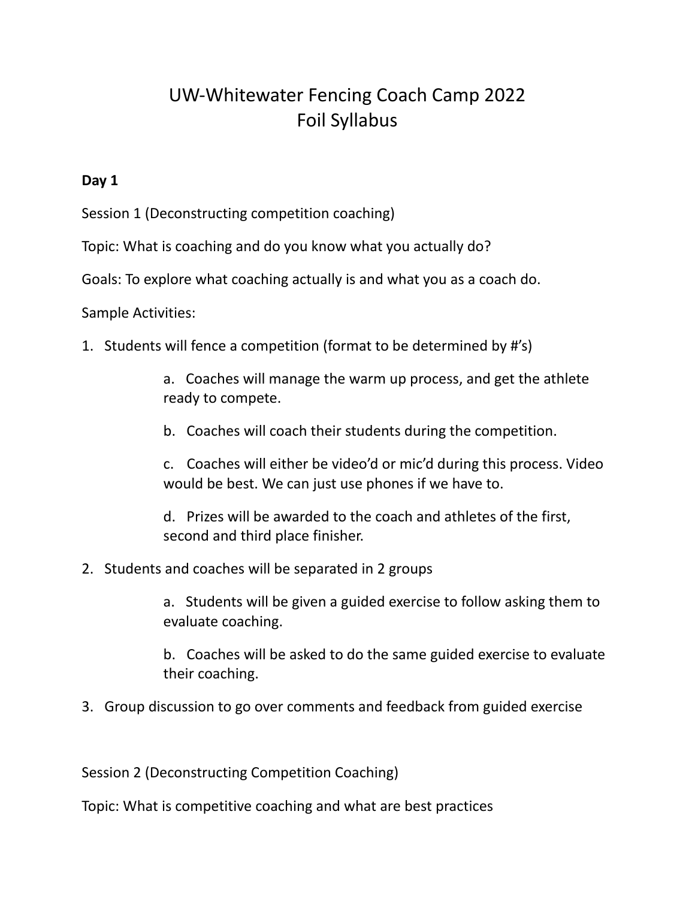# UW-Whitewater Fencing Coach Camp 2022
# Foil Syllabus

**Day 1**

Session 1 (Deconstructing competition coaching)

Topic: What is coaching and do you know what you actually do?

Goals: To explore what coaching actually is and what you as a coach do.

Sample Activities:

1. Students will fence a competition (format to be determined by #'s)
    - a. Coaches will manage the warm up process, and get the athlete ready to compete.
    - b. Coaches will coach their students during the competition.
    - c. Coaches will either be video'd or mic'd during this process. Video would be best. We can just use phones if we have to.
    - d. Prizes will be awarded to the coach and athletes of the first, second and third place finisher.
2. Students and coaches will be separated in 2 groups
    - a. Students will be given a guided exercise to follow asking them to evaluate coaching.
    - b. Coaches will be asked to do the same guided exercise to evaluate their coaching.
3. Group discussion to go over comments and feedback from guided exercise

Session 2 (Deconstructing Competition Coaching)

Topic: What is competitive coaching and what are best practices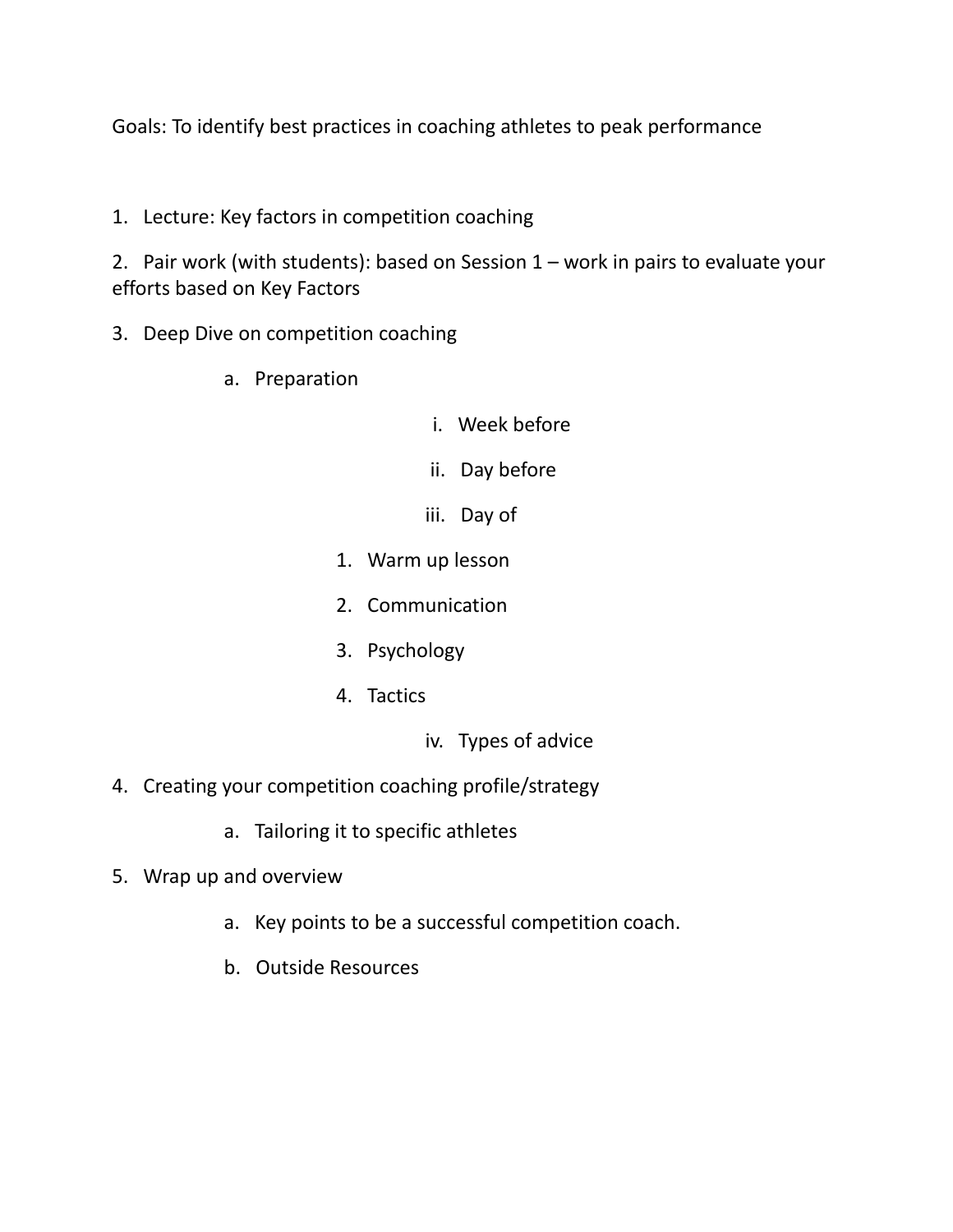Goals: To identify best practices in coaching athletes to peak performance

1. Lecture: Key factors in competition coaching
2. Pair work (with students): based on Session 1 – work in pairs to evaluate your efforts based on Key Factors
3. Deep Dive on competition coaching
    a. Preparation
        i. Week before
        ii. Day before
        iii. Day of
            1. Warm up lesson
            2. Communication
            3. Psychology
            4. Tactics
        iv. Types of advice
4. Creating your competition coaching profile/strategy
    a. Tailoring it to specific athletes
5. Wrap up and overview
    a. Key points to be a successful competition coach.
    b. Outside Resources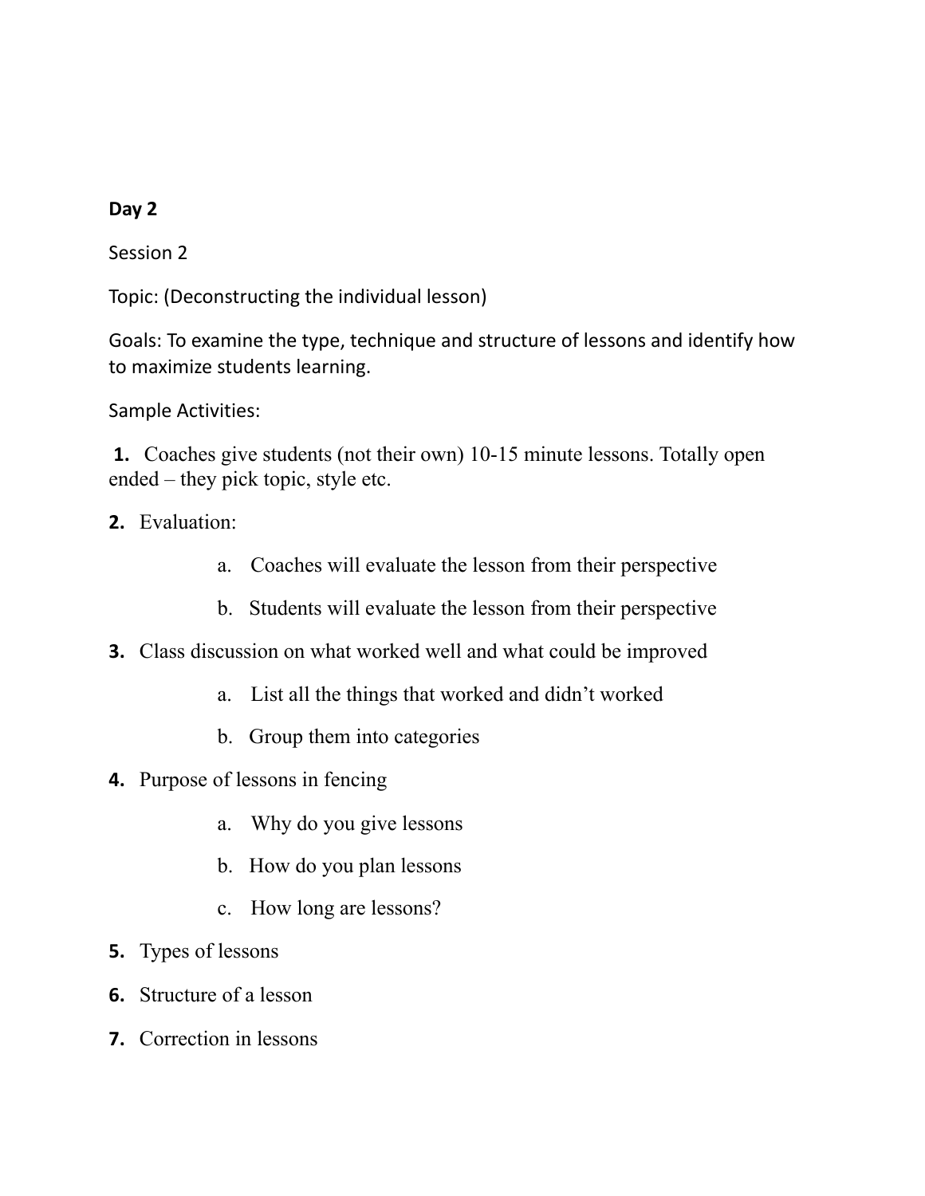**Day 2**

Session 2

Topic: (Deconstructing the individual lesson)

Goals: To examine the type, technique and structure of lessons and identify how to maximize students learning.

Sample Activities:

1. Coaches give students (not their own) 10-15 minute lessons. Totally open ended – they pick topic, style etc.
2. Evaluation:
   a. Coaches will evaluate the lesson from their perspective
   b. Students will evaluate the lesson from their perspective
3. Class discussion on what worked well and what could be improved
   a. List all the things that worked and didn't worked
   b. Group them into categories
4. Purpose of lessons in fencing
   a. Why do you give lessons
   b. How do you plan lessons
   c. How long are lessons?
5. Types of lessons
6. Structure of a lesson
7. Correction in lessons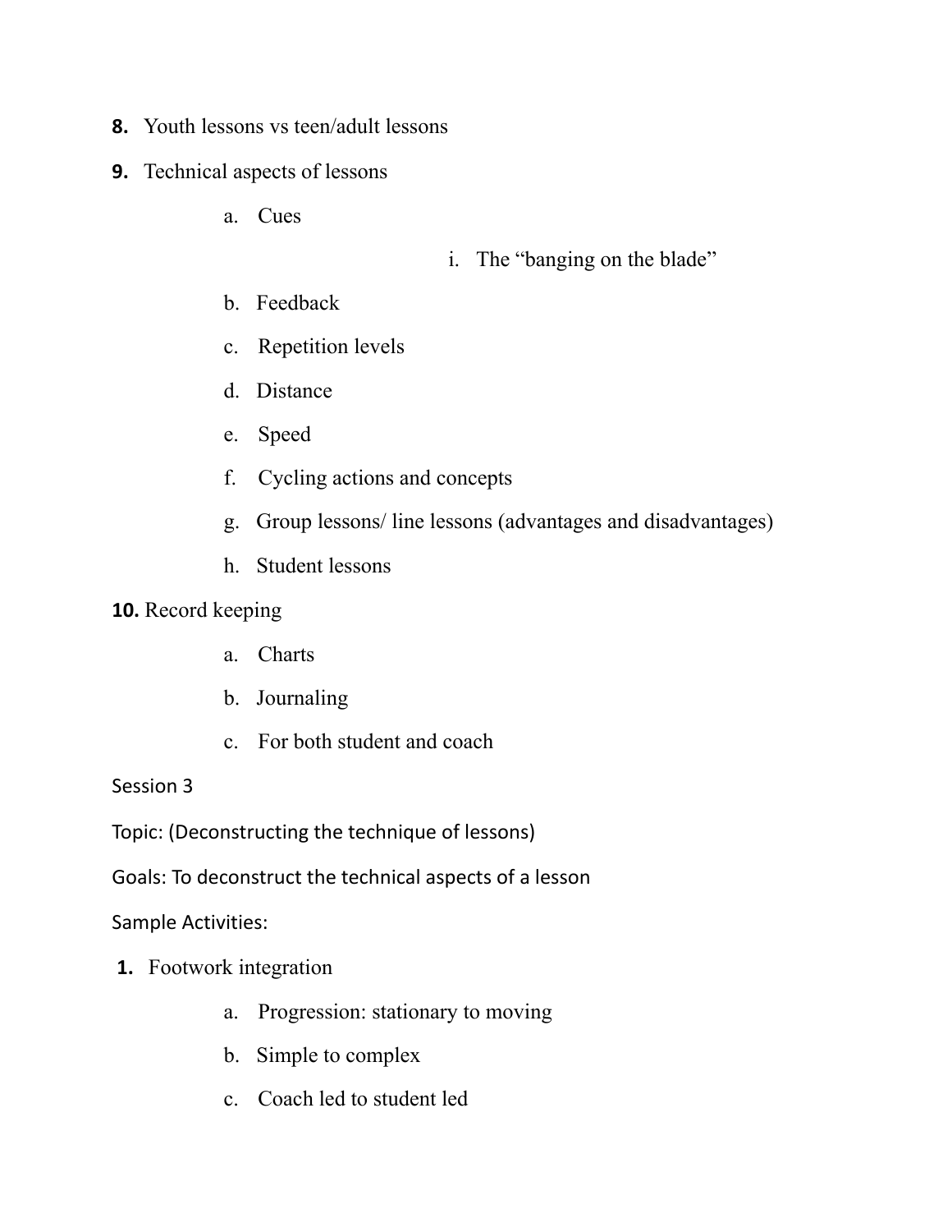8. Youth lessons vs teen/adult lessons
9. Technical aspects of lessons
    a. Cues
        i. The "banging on the blade"
    b. Feedback
    c. Repetition levels
    d. Distance
    e. Speed
    f. Cycling actions and concepts
    g. Group lessons/ line lessons (advantages and disadvantages)
    h. Student lessons
10. Record keeping
    a. Charts
    b. Journaling
    c. For both student and coach

Session 3

Topic: (Deconstructing the technique of lessons)

Goals: To deconstruct the technical aspects of a lesson

Sample Activities:

1. Footwork integration
    a. Progression: stationary to moving
    b. Simple to complex
    c. Coach led to student led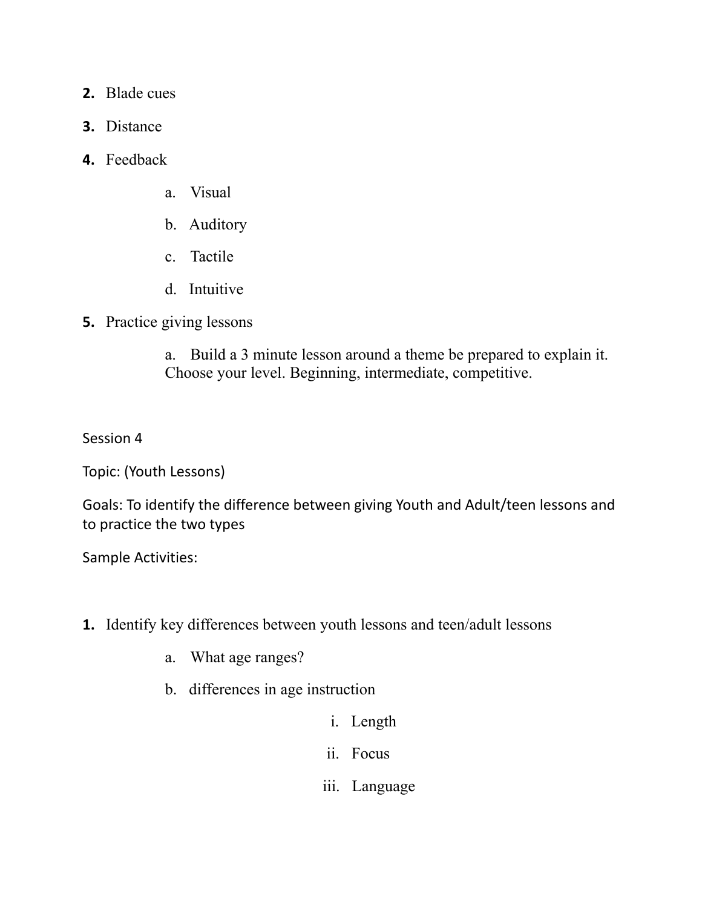2. Blade cues
3. Distance
4. Feedback
    a. Visual
    b. Auditory
    c. Tactile
    d. Intuitive
5. Practice giving lessons
    a. Build a 3 minute lesson around a theme be prepared to explain it. Choose your level. Beginning, intermediate, competitive.

Session 4

Topic: (Youth Lessons)

Goals: To identify the difference between giving Youth and Adult/teen lessons and to practice the two types

Sample Activities:

1. Identify key differences between youth lessons and teen/adult lessons
    a. What age ranges?
    b. differences in age instruction
        i. Length
        ii. Focus
        iii. Language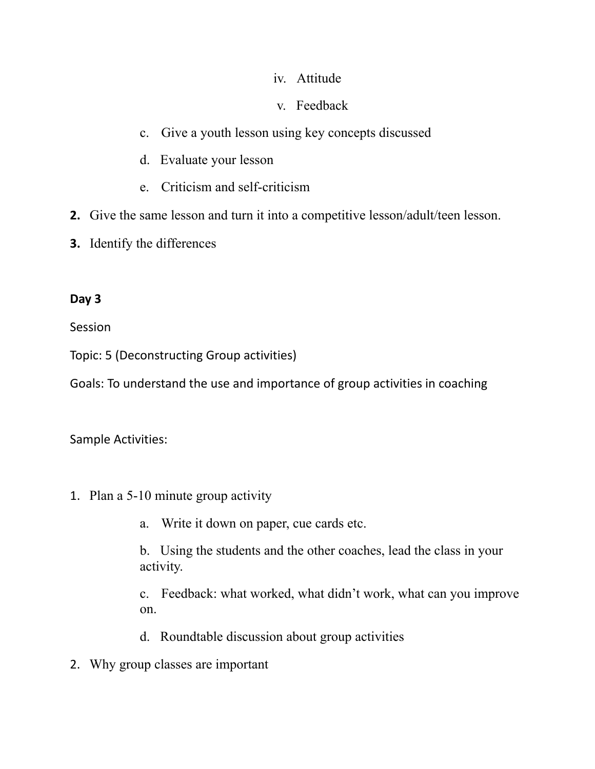iv. Attitude

v. Feedback

c. Give a youth lesson using key concepts discussed

d. Evaluate your lesson

e. Criticism and self-criticism

**2.** Give the same lesson and turn it into a competitive lesson/adult/teen lesson.

**3.** Identify the differences

**Day 3**

Session

Topic: 5 (Deconstructing Group activities)

Goals: To understand the use and importance of group activities in coaching

Sample Activities:

1. Plan a 5-10 minute group activity

   a. Write it down on paper, cue cards etc.

   b. Using the students and the other coaches, lead the class in your activity.

   c. Feedback: what worked, what didn't work, what can you improve on.

   d. Roundtable discussion about group activities

2. Why group classes are important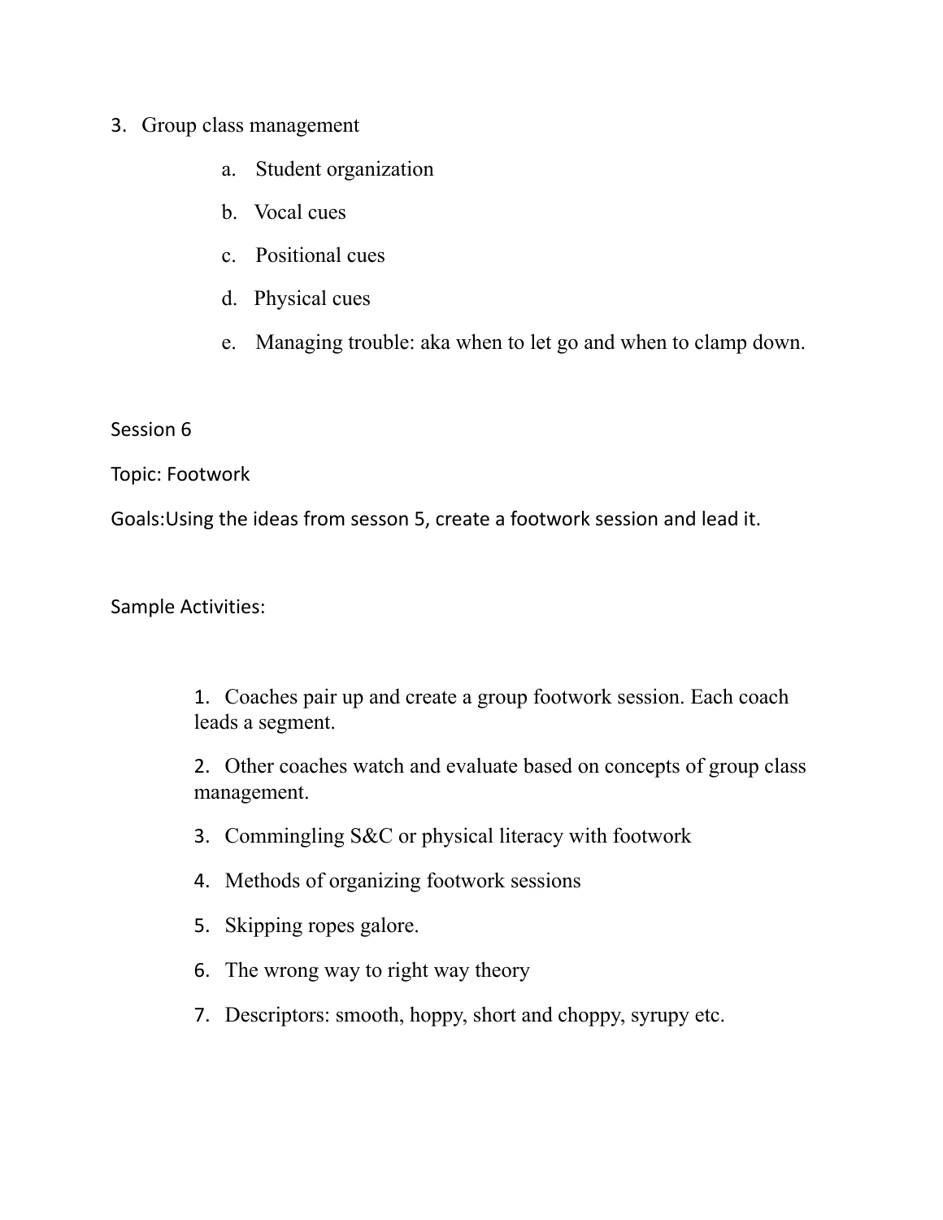3. Group class management
    a. Student organization
    b. Vocal cues
    c. Positional cues
    d. Physical cues
    e. Managing trouble: aka when to let go and when to clamp down.

Session 6

Topic: Footwork

Goals:Using the ideas from sesson 5, create a footwork session and lead it.

Sample Activities:

1. Coaches pair up and create a group footwork session. Each coach leads a segment.
2. Other coaches watch and evaluate based on concepts of group class management.
3. Commingling S&C or physical literacy with footwork
4. Methods of organizing footwork sessions
5. Skipping ropes galore.
6. The wrong way to right way theory
7. Descriptors: smooth, hoppy, short and choppy, syrupy etc.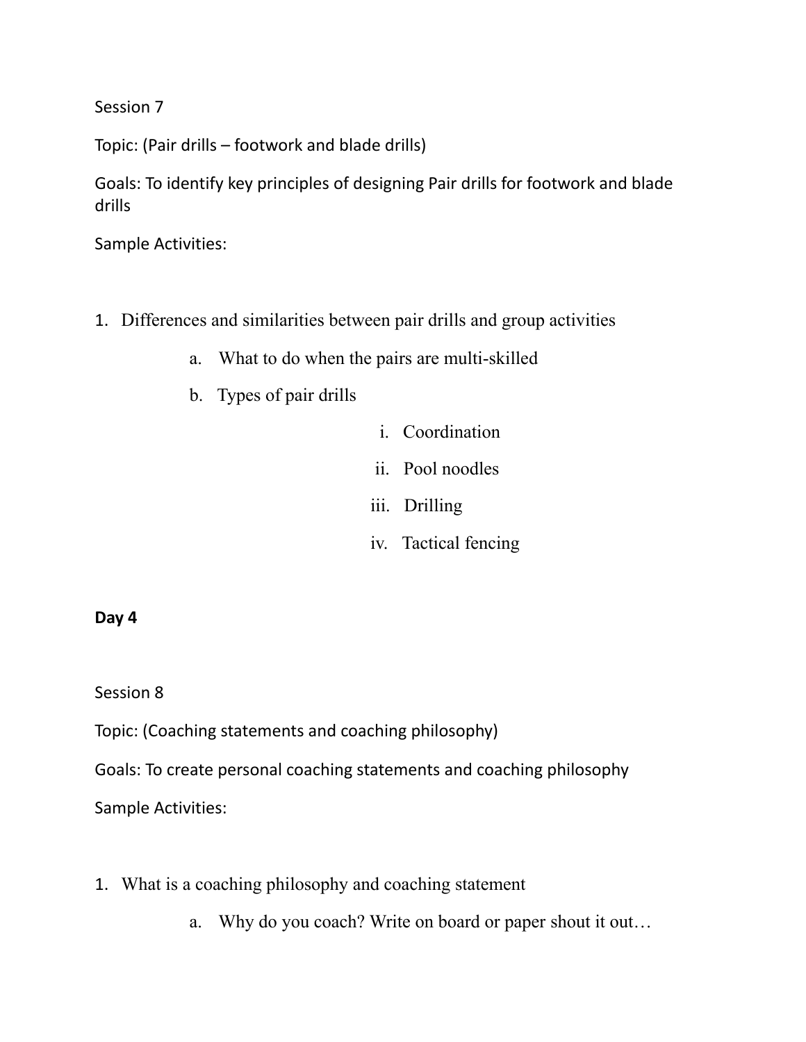Session 7

Topic: (Pair drills – footwork and blade drills)

Goals: To identify key principles of designing Pair drills for footwork and blade drills

Sample Activities:

1. Differences and similarities between pair drills and group activities
   a. What to do when the pairs are multi-skilled
   b. Types of pair drills
      i. Coordination
      ii. Pool noodles
      iii. Drilling
      iv. Tactical fencing

**Day 4**

Session 8

Topic: (Coaching statements and coaching philosophy)

Goals: To create personal coaching statements and coaching philosophy

Sample Activities:

1. What is a coaching philosophy and coaching statement
   a. Why do you coach? Write on board or paper shout it out…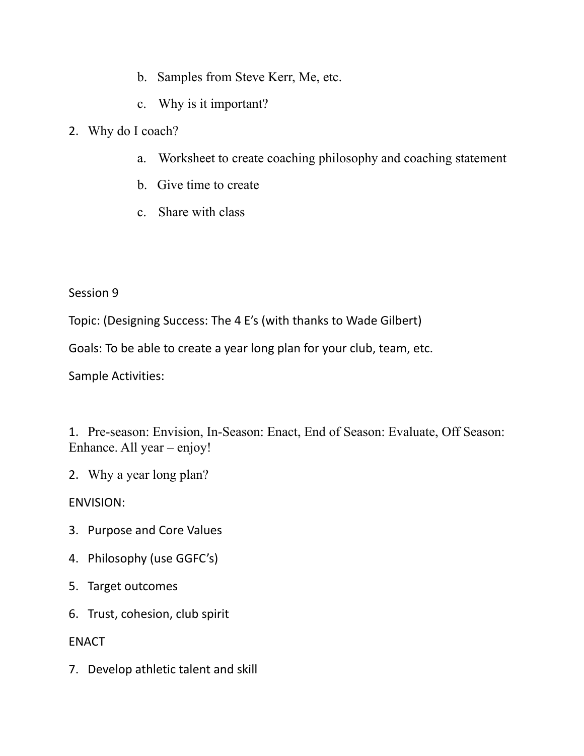b. Samples from Steve Kerr, Me, etc.

c. Why is it important?

2. Why do I coach?

   a. Worksheet to create coaching philosophy and coaching statement

   b. Give time to create

   c. Share with class

Session 9

Topic: (Designing Success: The 4 E's (with thanks to Wade Gilbert)

Goals: To be able to create a year long plan for your club, team, etc.

Sample Activities:

1. Pre-season: Envision, In-Season: Enact, End of Season: Evaluate, Off Season: Enhance. All year – enjoy!

2. Why a year long plan?

ENVISION:

3. Purpose and Core Values

4. Philosophy (use GGFC's)

5. Target outcomes

6. Trust, cohesion, club spirit

ENACT

7. Develop athletic talent and skill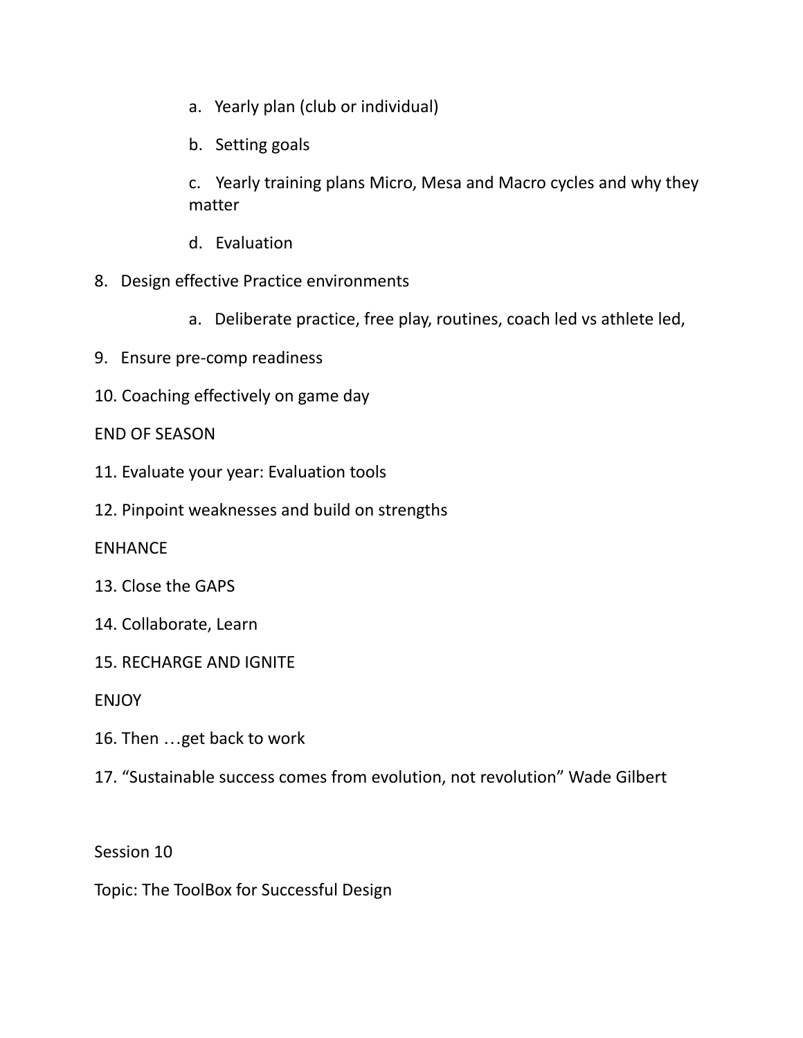a. Yearly plan (club or individual)

   b. Setting goals

   c. Yearly training plans Micro, Mesa and Macro cycles and why they matter

   d. Evaluation

8. Design effective Practice environments

   a. Deliberate practice, free play, routines, coach led vs athlete led,

9. Ensure pre-comp readiness

10. Coaching effectively on game day

END OF SEASON

11. Evaluate your year: Evaluation tools

12. Pinpoint weaknesses and build on strengths

ENHANCE

13. Close the GAPS

14. Collaborate, Learn

15. RECHARGE AND IGNITE

ENJOY

16. Then …get back to work

17. "Sustainable success comes from evolution, not revolution" Wade Gilbert

Session 10

Topic: The ToolBox for Successful Design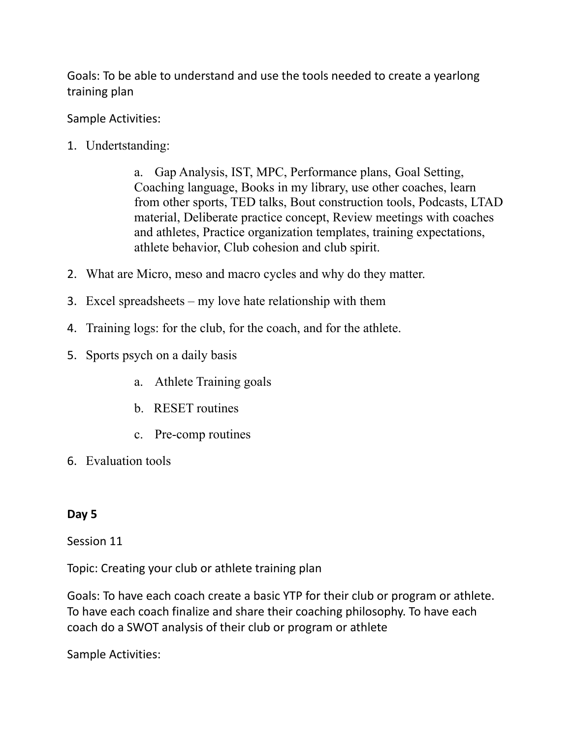Goals: To be able to understand and use the tools needed to create a yearlong training plan

Sample Activities:

1. Undertstanding:
    a. Gap Analysis, IST, MPC, Performance plans, Goal Setting, Coaching language, Books in my library, use other coaches, learn from other sports, TED talks, Bout construction tools, Podcasts, LTAD material, Deliberate practice concept, Review meetings with coaches and athletes, Practice organization templates, training expectations, athlete behavior, Club cohesion and club spirit.
2. What are Micro, meso and macro cycles and why do they matter.
3. Excel spreadsheets – my love hate relationship with them
4. Training logs: for the club, for the coach, and for the athlete.
5. Sports psych on a daily basis
    a. Athlete Training goals
    b. RESET routines
    c. Pre-comp routines
6. Evaluation tools

**Day 5**

Session 11

Topic: Creating your club or athlete training plan

Goals: To have each coach create a basic YTP for their club or program or athlete. To have each coach finalize and share their coaching philosophy. To have each coach do a SWOT analysis of their club or program or athlete

Sample Activities: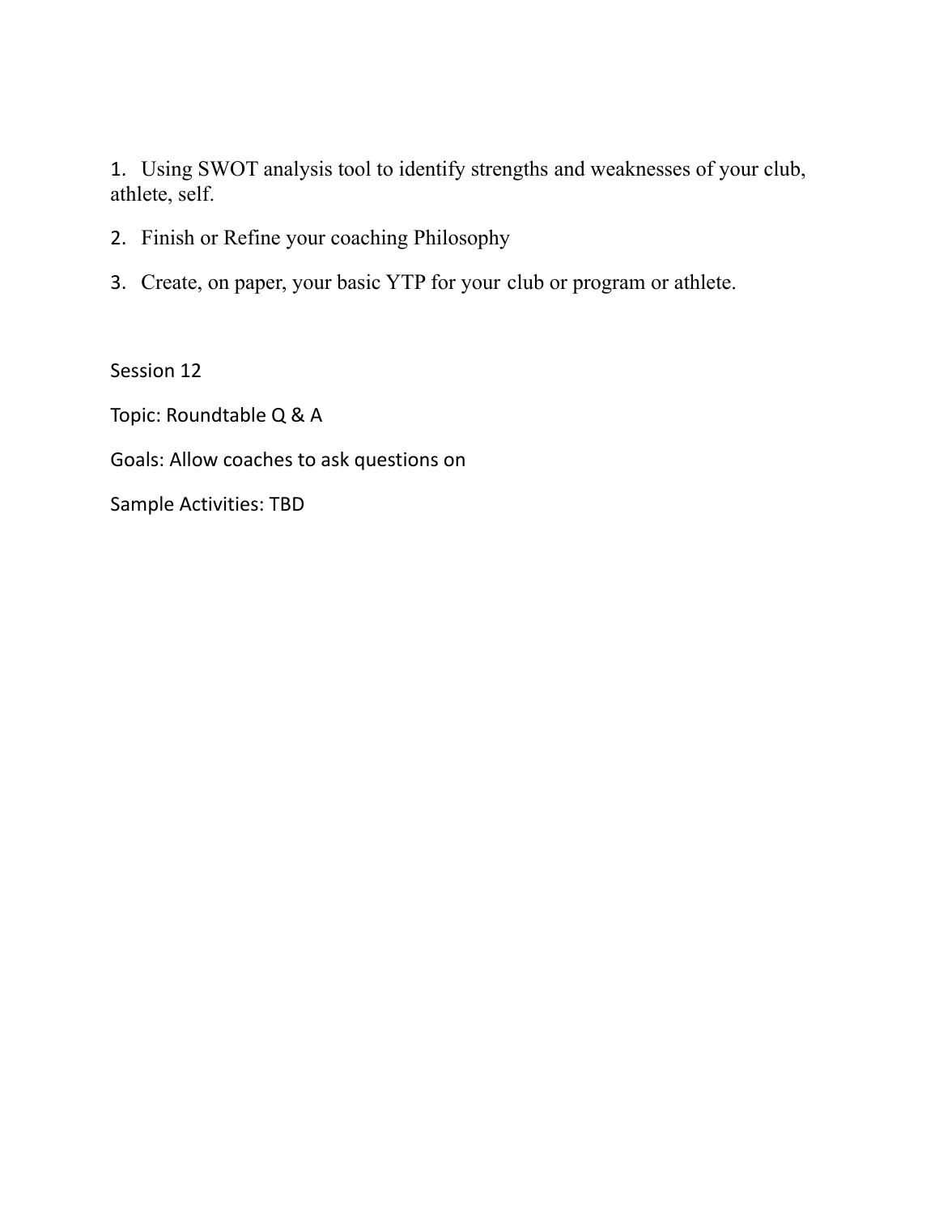1. Using SWOT analysis tool to identify strengths and weaknesses of your club, athlete, self.
2. Finish or Refine your coaching Philosophy
3. Create, on paper, your basic YTP for your club or program or athlete.

Session 12

Topic: Roundtable Q & A

Goals: Allow coaches to ask questions on

Sample Activities: TBD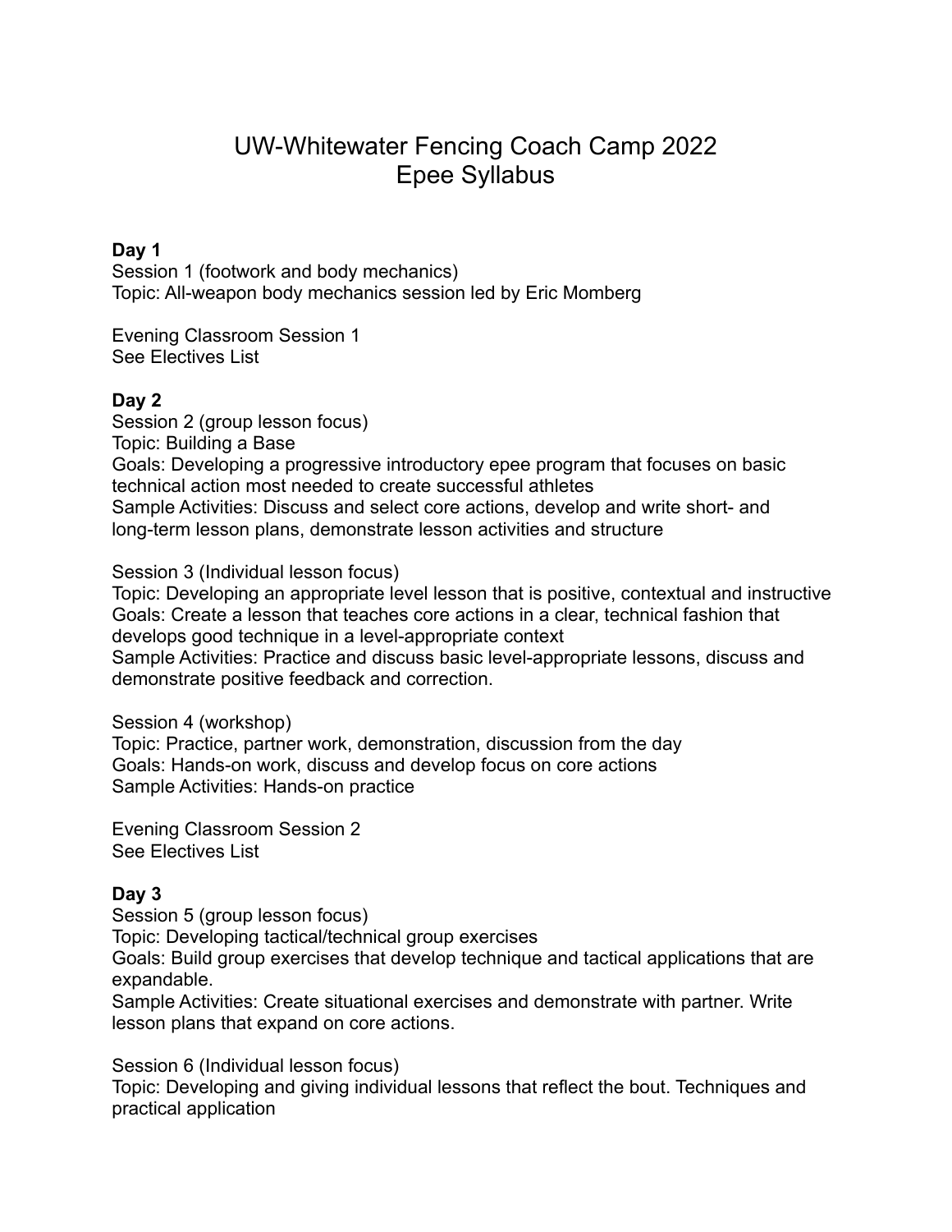# UW-Whitewater Fencing Coach Camp 2022
# Epee Syllabus

**Day 1**
Session 1 (footwork and body mechanics)
Topic: All-weapon body mechanics session led by Eric Momberg

Evening Classroom Session 1
See Electives List

**Day 2**
Session 2 (group lesson focus)
Topic: Building a Base
Goals: Developing a progressive introductory epee program that focuses on basic technical action most needed to create successful athletes
Sample Activities: Discuss and select core actions, develop and write short- and long-term lesson plans, demonstrate lesson activities and structure

Session 3 (Individual lesson focus)
Topic: Developing an appropriate level lesson that is positive, contextual and instructive
Goals: Create a lesson that teaches core actions in a clear, technical fashion that develops good technique in a level-appropriate context
Sample Activities: Practice and discuss basic level-appropriate lessons, discuss and demonstrate positive feedback and correction.

Session 4 (workshop)
Topic: Practice, partner work, demonstration, discussion from the day
Goals: Hands-on work, discuss and develop focus on core actions
Sample Activities: Hands-on practice

Evening Classroom Session 2
See Electives List

**Day 3**
Session 5 (group lesson focus)
Topic: Developing tactical/technical group exercises
Goals: Build group exercises that develop technique and tactical applications that are expandable.
Sample Activities: Create situational exercises and demonstrate with partner. Write lesson plans that expand on core actions.

Session 6 (Individual lesson focus)
Topic: Developing and giving individual lessons that reflect the bout. Techniques and practical application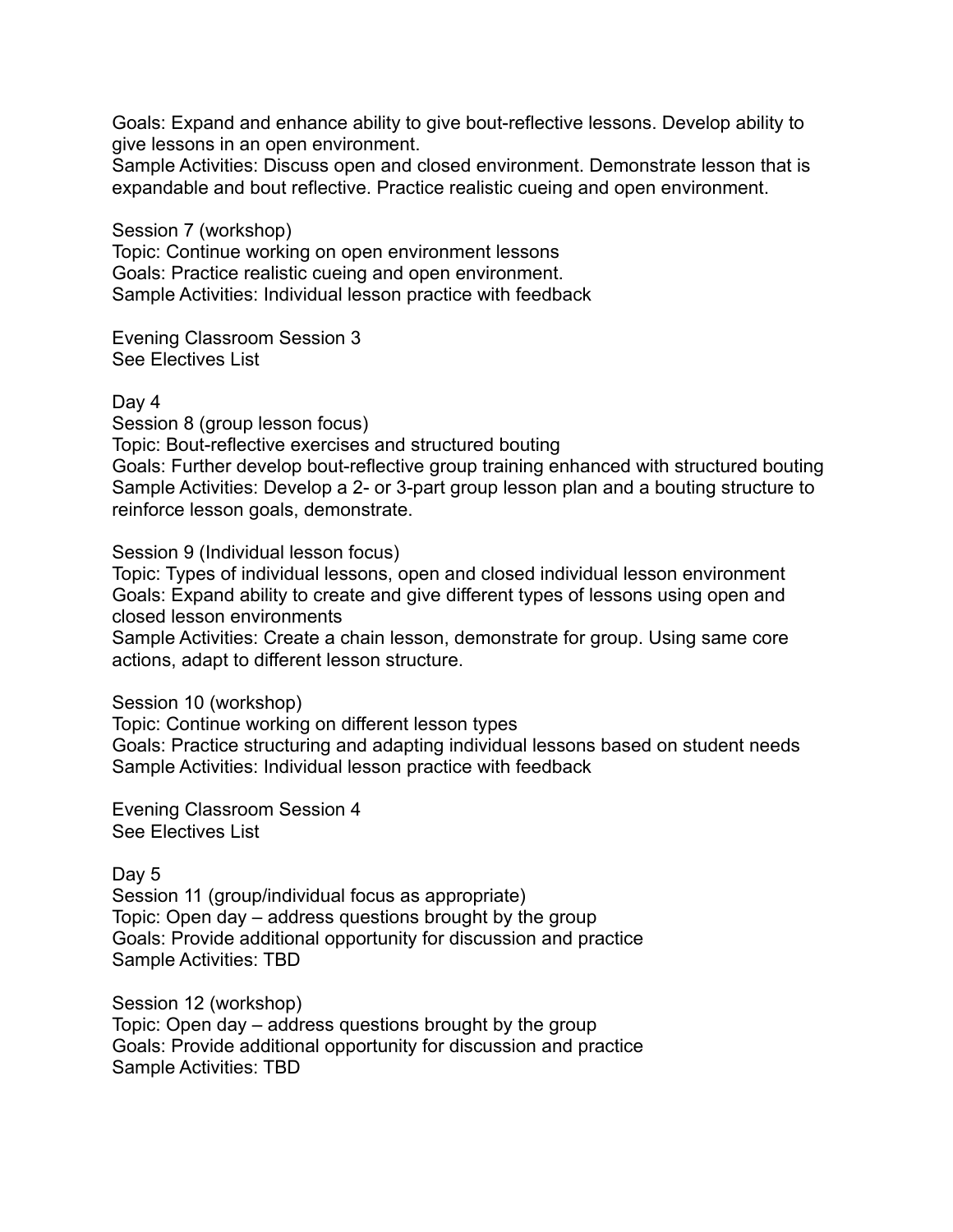Goals: Expand and enhance ability to give bout-reflective lessons. Develop ability to give lessons in an open environment.
Sample Activities: Discuss open and closed environment. Demonstrate lesson that is expandable and bout reflective. Practice realistic cueing and open environment.

Session 7 (workshop)
Topic: Continue working on open environment lessons
Goals: Practice realistic cueing and open environment.
Sample Activities: Individual lesson practice with feedback

Evening Classroom Session 3
See Electives List

Day 4
Session 8 (group lesson focus)
Topic: Bout-reflective exercises and structured bouting
Goals: Further develop bout-reflective group training enhanced with structured bouting
Sample Activities: Develop a 2- or 3-part group lesson plan and a bouting structure to reinforce lesson goals, demonstrate.

Session 9 (Individual lesson focus)
Topic: Types of individual lessons, open and closed individual lesson environment
Goals: Expand ability to create and give different types of lessons using open and closed lesson environments
Sample Activities: Create a chain lesson, demonstrate for group. Using same core actions, adapt to different lesson structure.

Session 10 (workshop)
Topic: Continue working on different lesson types
Goals: Practice structuring and adapting individual lessons based on student needs
Sample Activities: Individual lesson practice with feedback

Evening Classroom Session 4
See Electives List

Day 5
Session 11 (group/individual focus as appropriate)
Topic: Open day – address questions brought by the group
Goals: Provide additional opportunity for discussion and practice
Sample Activities: TBD

Session 12 (workshop)
Topic: Open day – address questions brought by the group
Goals: Provide additional opportunity for discussion and practice
Sample Activities: TBD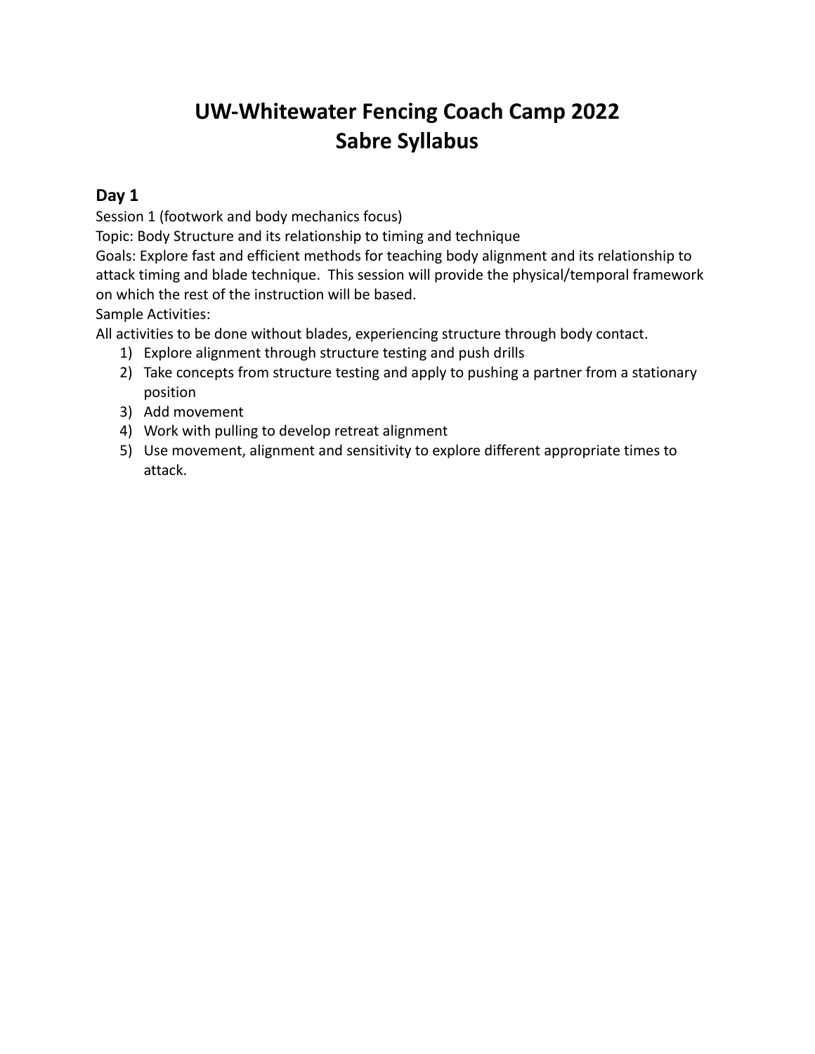# UW-Whitewater Fencing Coach Camp 2022
# Sabre Syllabus

## Day 1

Session 1 (footwork and body mechanics focus)

Topic: Body Structure and its relationship to timing and technique

Goals: Explore fast and efficient methods for teaching body alignment and its relationship to attack timing and blade technique. This session will provide the physical/temporal framework on which the rest of the instruction will be based.

Sample Activities:

All activities to be done without blades, experiencing structure through body contact.

1) Explore alignment through structure testing and push drills
2) Take concepts from structure testing and apply to pushing a partner from a stationary position
3) Add movement
4) Work with pulling to develop retreat alignment
5) Use movement, alignment and sensitivity to explore different appropriate times to attack.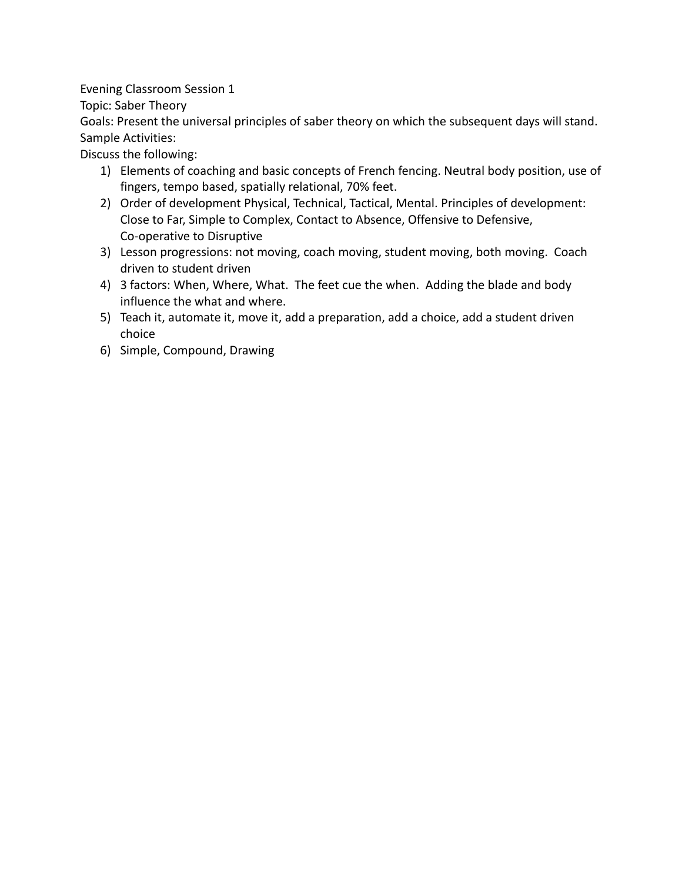Evening Classroom Session 1

Topic: Saber Theory

Goals: Present the universal principles of saber theory on which the subsequent days will stand.

Sample Activities:

Discuss the following:

1) Elements of coaching and basic concepts of French fencing. Neutral body position, use of fingers, tempo based, spatially relational, 70% feet.
2) Order of development Physical, Technical, Tactical, Mental. Principles of development: Close to Far, Simple to Complex, Contact to Absence, Offensive to Defensive, Co-operative to Disruptive
3) Lesson progressions: not moving, coach moving, student moving, both moving. Coach driven to student driven
4) 3 factors: When, Where, What. The feet cue the when. Adding the blade and body influence the what and where.
5) Teach it, automate it, move it, add a preparation, add a choice, add a student driven choice
6) Simple, Compound, Drawing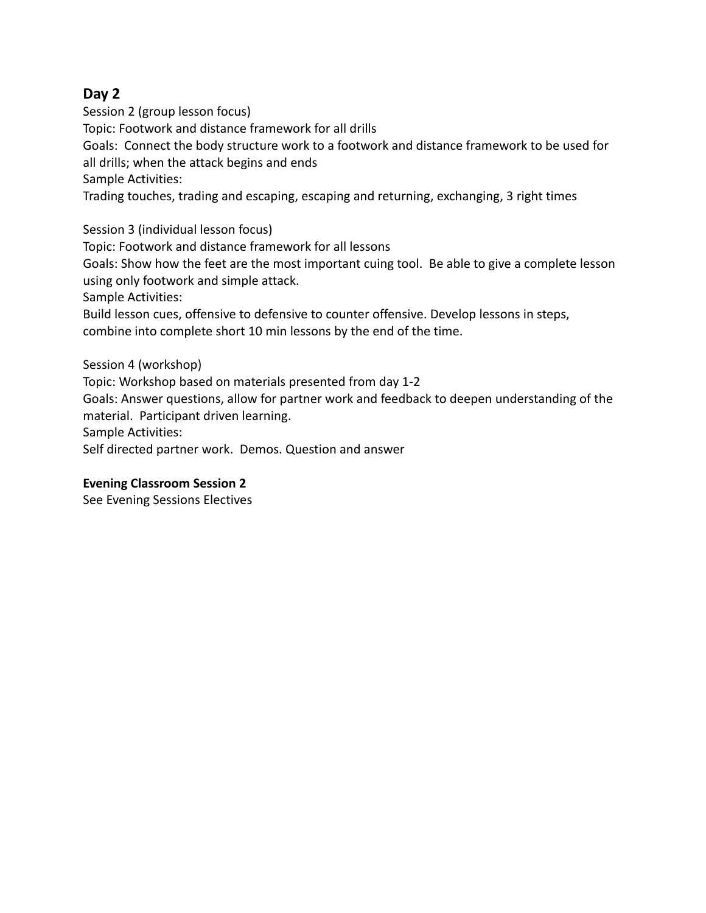## Day 2

Session 2 (group lesson focus)
Topic: Footwork and distance framework for all drills
Goals: Connect the body structure work to a footwork and distance framework to be used for all drills; when the attack begins and ends
Sample Activities:
Trading touches, trading and escaping, escaping and returning, exchanging, 3 right times

Session 3 (individual lesson focus)
Topic: Footwork and distance framework for all lessons
Goals: Show how the feet are the most important cuing tool. Be able to give a complete lesson using only footwork and simple attack.
Sample Activities:
Build lesson cues, offensive to defensive to counter offensive. Develop lessons in steps, combine into complete short 10 min lessons by the end of the time.

Session 4 (workshop)
Topic: Workshop based on materials presented from day 1-2
Goals: Answer questions, allow for partner work and feedback to deepen understanding of the material. Participant driven learning.
Sample Activities:
Self directed partner work. Demos. Question and answer

**Evening Classroom Session 2**
See Evening Sessions Electives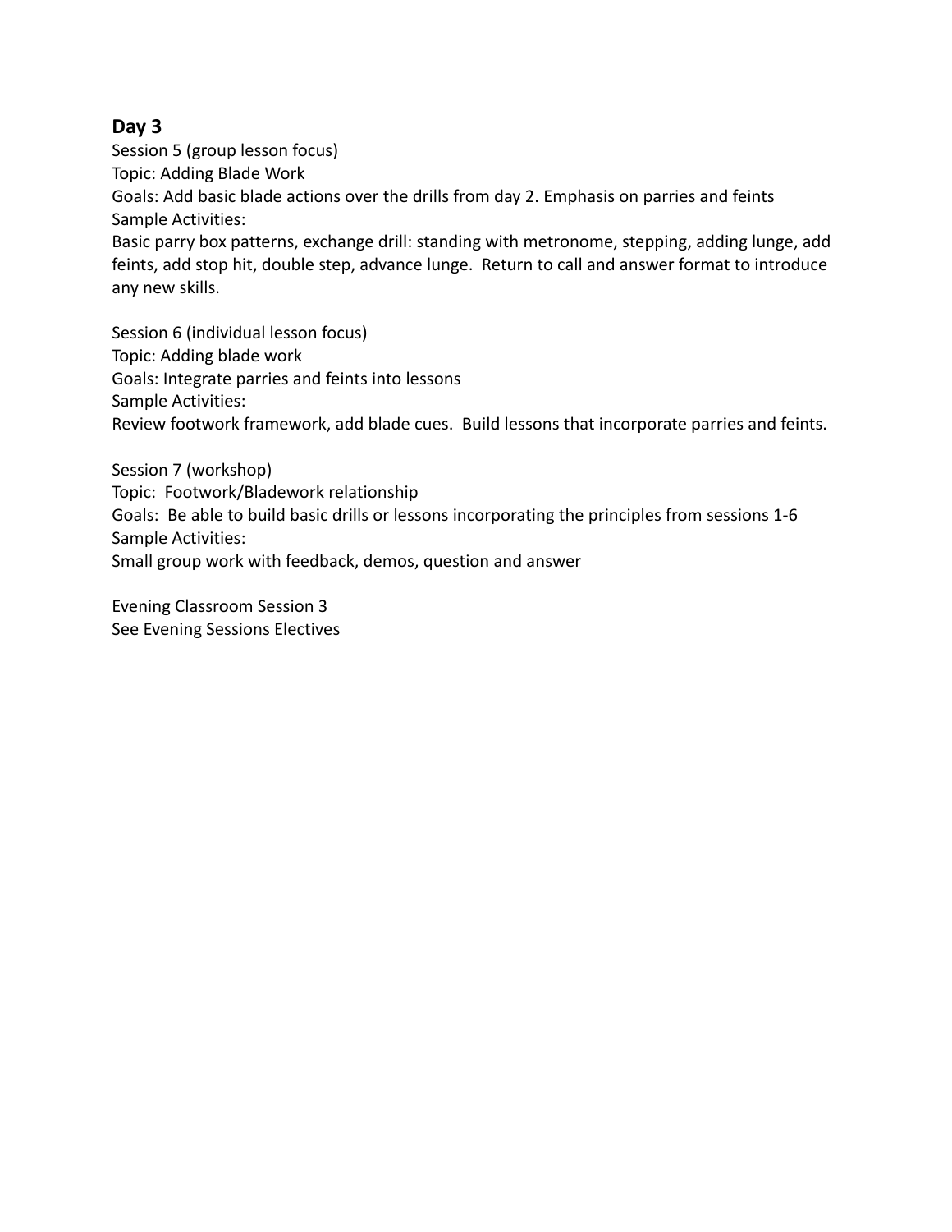## Day 3

Session 5 (group lesson focus)
Topic: Adding Blade Work
Goals: Add basic blade actions over the drills from day 2. Emphasis on parries and feints
Sample Activities:
Basic parry box patterns, exchange drill: standing with metronome, stepping, adding lunge, add feints, add stop hit, double step, advance lunge. Return to call and answer format to introduce any new skills.

Session 6 (individual lesson focus)
Topic: Adding blade work
Goals: Integrate parries and feints into lessons
Sample Activities:
Review footwork framework, add blade cues. Build lessons that incorporate parries and feints.

Session 7 (workshop)
Topic: Footwork/Bladework relationship
Goals: Be able to build basic drills or lessons incorporating the principles from sessions 1-6
Sample Activities:
Small group work with feedback, demos, question and answer

Evening Classroom Session 3
See Evening Sessions Electives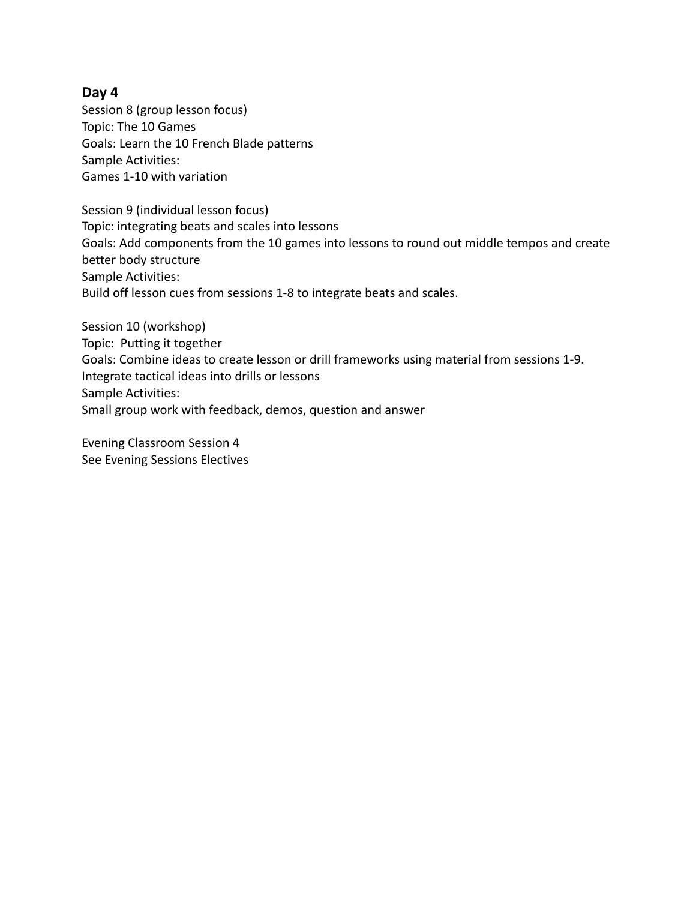## Day 4

Session 8 (group lesson focus)
Topic: The 10 Games
Goals: Learn the 10 French Blade patterns
Sample Activities:
Games 1-10 with variation

Session 9 (individual lesson focus)
Topic: integrating beats and scales into lessons
Goals: Add components from the 10 games into lessons to round out middle tempos and create better body structure
Sample Activities:
Build off lesson cues from sessions 1-8 to integrate beats and scales.

Session 10 (workshop)
Topic: Putting it together
Goals: Combine ideas to create lesson or drill frameworks using material from sessions 1-9. Integrate tactical ideas into drills or lessons
Sample Activities:
Small group work with feedback, demos, question and answer

Evening Classroom Session 4
See Evening Sessions Electives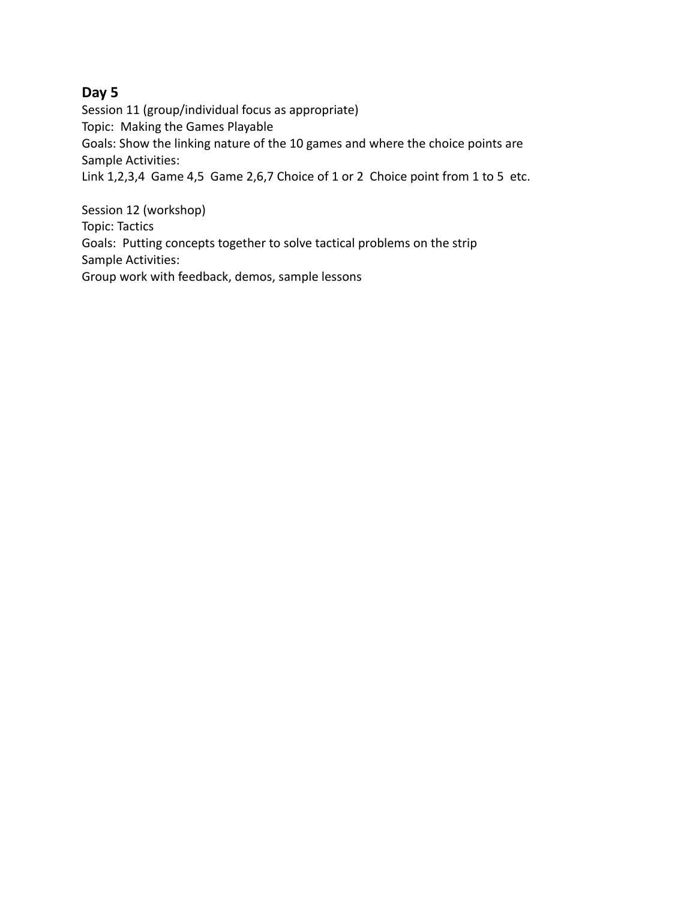## Day 5

Session 11 (group/individual focus as appropriate)
Topic: Making the Games Playable
Goals: Show the linking nature of the 10 games and where the choice points are
Sample Activities:
Link 1,2,3,4 Game 4,5 Game 2,6,7 Choice of 1 or 2 Choice point from 1 to 5 etc.

Session 12 (workshop)
Topic: Tactics
Goals: Putting concepts together to solve tactical problems on the strip
Sample Activities:
Group work with feedback, demos, sample lessons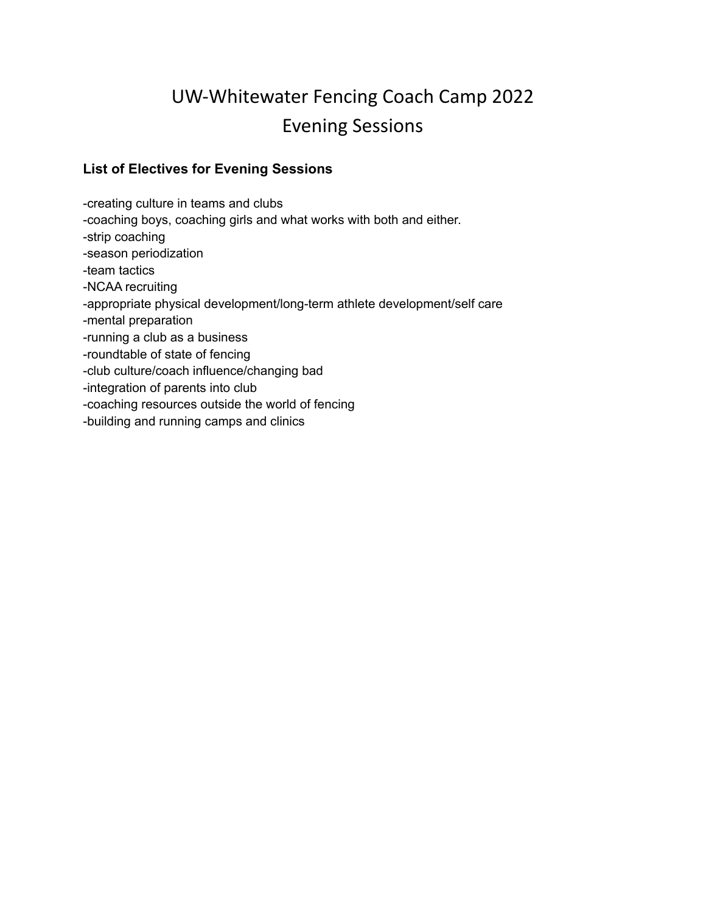# UW-Whitewater Fencing Coach Camp 2022
# Evening Sessions

**List of Electives for Evening Sessions**

-creating culture in teams and clubs
-coaching boys, coaching girls and what works with both and either.
-strip coaching
-season periodization
-team tactics
-NCAA recruiting
-appropriate physical development/long-term athlete development/self care
-mental preparation
-running a club as a business
-roundtable of state of fencing
-club culture/coach influence/changing bad
-integration of parents into club
-coaching resources outside the world of fencing
-building and running camps and clinics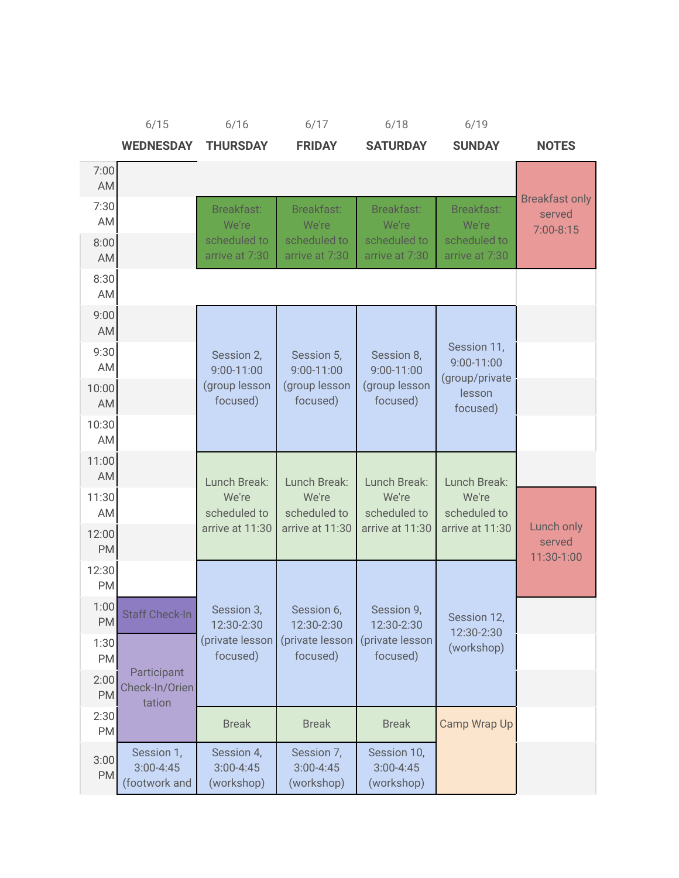| | 6/15 WEDNESDAY | 6/16 THURSDAY | 6/17 FRIDAY | 6/18 SATURDAY | 6/19 SUNDAY | NOTES |
|---|---|---|---|---|---|---|
| 7:00 AM | | | | | | Breakfast only served 7:00-8:15 |
| 7:30 AM | | Breakfast: We're scheduled to arrive at 7:30 | Breakfast: We're scheduled to arrive at 7:30 | Breakfast: We're scheduled to arrive at 7:30 | Breakfast: We're scheduled to arrive at 7:30 | |
| 8:00 AM | | | | | | |
| 8:30 AM | | | | | | |
| 9:00 AM | | Session 2, 9:00-11:00 (group lesson focused) | Session 5, 9:00-11:00 (group lesson focused) | Session 8, 9:00-11:00 (group lesson focused) | Session 11, 9:00-11:00 (group/private lesson focused) | |
| 9:30 AM | | | | | | |
| 10:00 AM | | | | | | |
| 10:30 AM | | | | | | |
| 11:00 AM | | Lunch Break: We're scheduled to arrive at 11:30 | Lunch Break: We're scheduled to arrive at 11:30 | Lunch Break: We're scheduled to arrive at 11:30 | Lunch Break: We're scheduled to arrive at 11:30 | |
| 11:30 AM | | | | | | Lunch only served 11:30-1:00 |
| 12:00 PM | | | | | | |
| 12:30 PM | | Session 3, 12:30-2:30 (private lesson focused) | Session 6, 12:30-2:30 (private lesson focused) | Session 9, 12:30-2:30 (private lesson focused) | Session 12, 12:30-2:30 (workshop) | |
| 1:00 PM | Staff Check-In | | | | | |
| 1:30 PM | Participant Check-In/Orientation | | | | | |
| 2:00 PM | | | | | | |
| 2:30 PM | | Break | Break | Break | Camp Wrap Up | |
| 3:00 PM | Session 1, 3:00-4:45 (footwork and | Session 4, 3:00-4:45 (workshop) | Session 7, 3:00-4:45 (workshop) | Session 10, 3:00-4:45 (workshop) | | |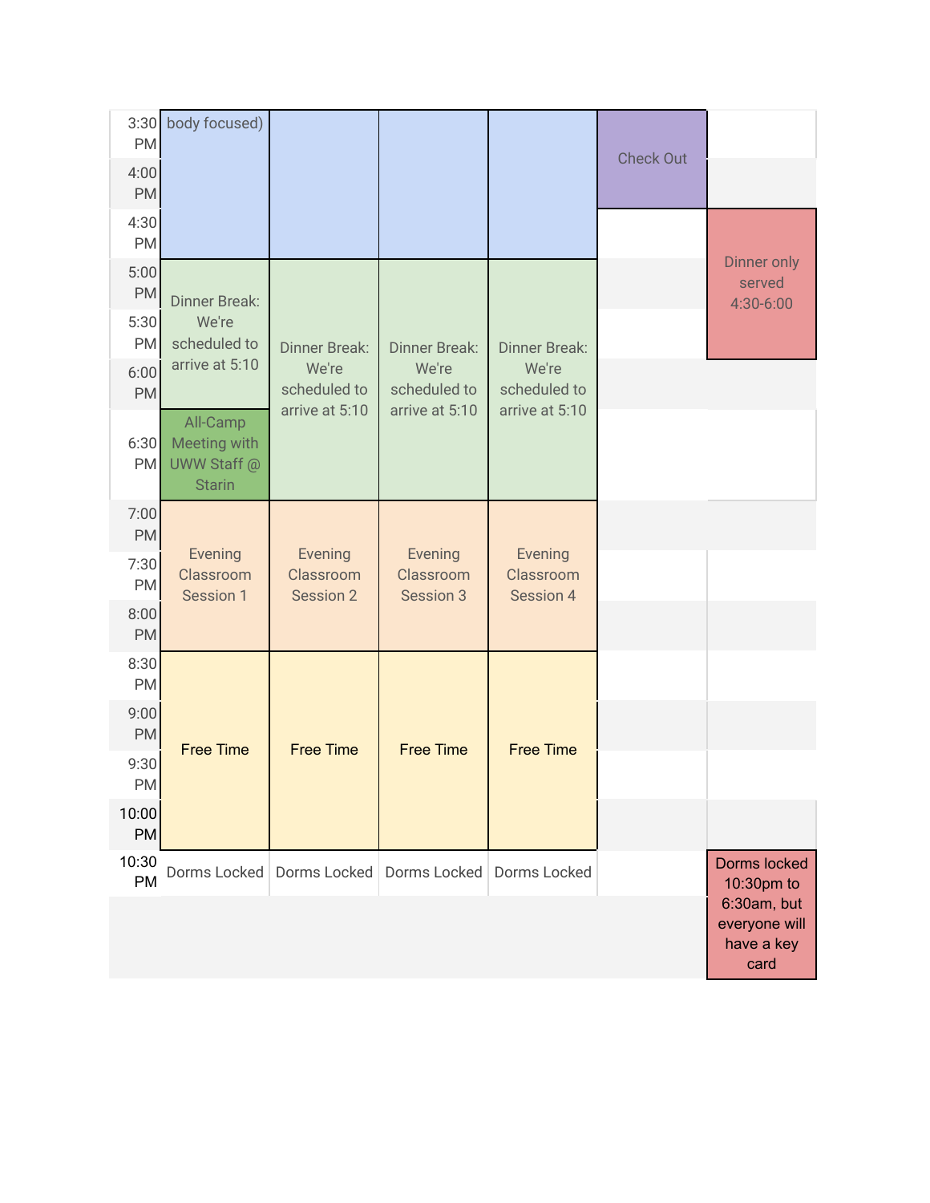| | | | | | | |
|---|---|---|---|---|---|---|
| 3:30 PM | body focused) | | | | Check Out | |
| 4:00 PM | | | | | | |
| 4:30 PM | | | | | | Dinner only served 4:30-6:00 |
| 5:00 PM | Dinner Break: We're scheduled to arrive at 5:10 | Dinner Break: We're scheduled to arrive at 5:10 | Dinner Break: We're scheduled to arrive at 5:10 | Dinner Break: We're scheduled to arrive at 5:10 | | |
| 5:30 PM | | | | | | |
| 6:00 PM | | | | | | |
| 6:30 PM | All-Camp Meeting with UWW Staff @ Starin | | | | | |
| 7:00 PM | Evening Classroom Session 1 | Evening Classroom Session 2 | Evening Classroom Session 3 | Evening Classroom Session 4 | | |
| 7:30 PM | | | | | | |
| 8:00 PM | | | | | | |
| 8:30 PM | Free Time | Free Time | Free Time | Free Time | | |
| 9:00 PM | | | | | | |
| 9:30 PM | | | | | | |
| 10:00 PM | | | | | | |
| 10:30 PM | Dorms Locked | Dorms Locked | Dorms Locked | Dorms Locked | | Dorms locked 10:30pm to 6:30am, but everyone will have a key card |